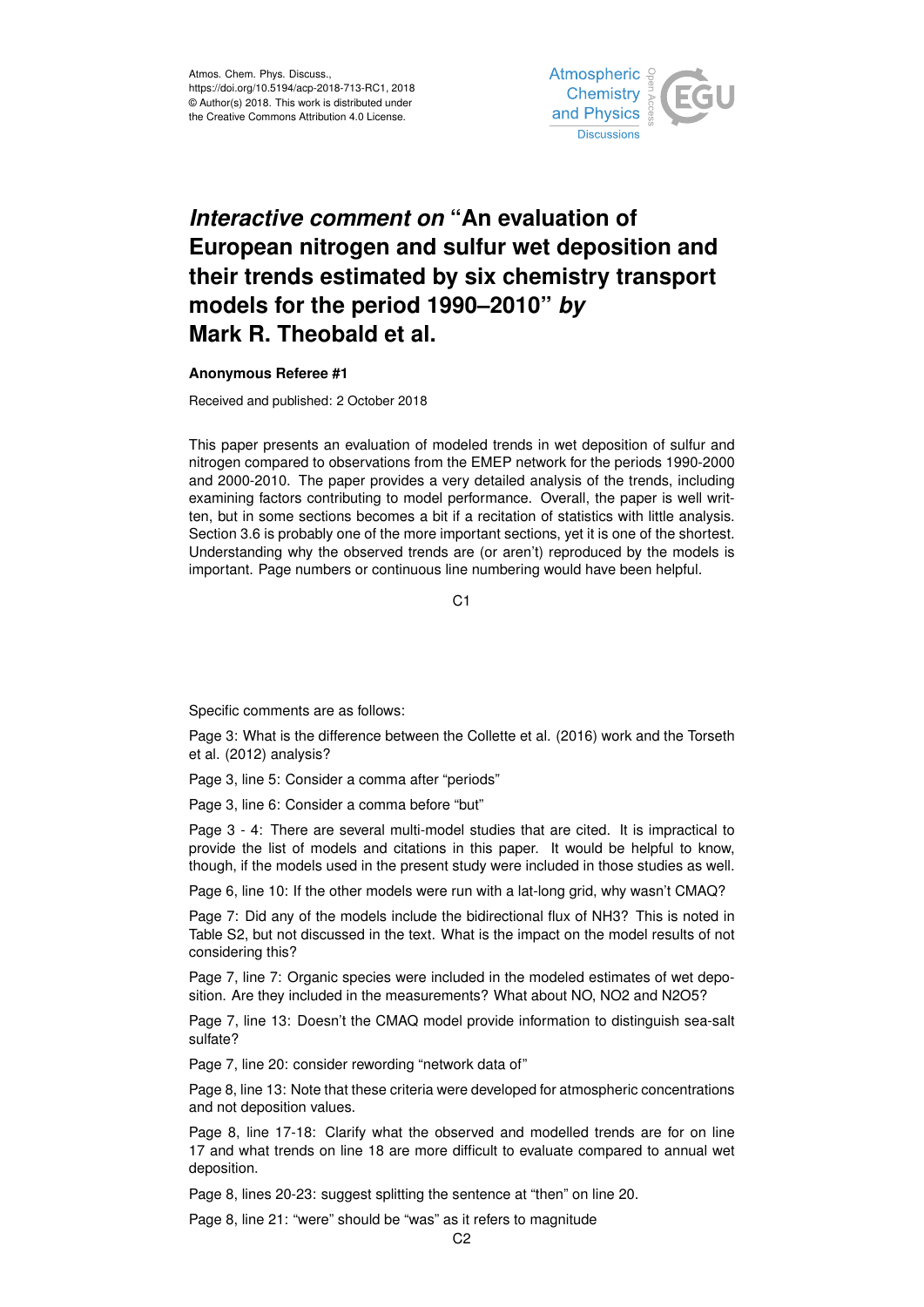Atmos. Chem. Phys. Discuss.,
https://doi.org/10.5194/acp-2018-713-RC1, 2018
© Author(s) 2018. This work is distributed under
the Creative Commons Attribution 4.0 License.

# *Interactive comment on* "An evaluation of European nitrogen and sulfur wet deposition and their trends estimated by six chemistry transport models for the period 1990–2010" *by* Mark R. Theobald et al.

**Anonymous Referee #1**

Received and published: 2 October 2018

This paper presents an evaluation of modeled trends in wet deposition of sulfur and nitrogen compared to observations from the EMEP network for the periods 1990-2000 and 2000-2010. The paper provides a very detailed analysis of the trends, including examining factors contributing to model performance. Overall, the paper is well written, but in some sections becomes a bit if a recitation of statistics with little analysis. Section 3.6 is probably one of the more important sections, yet it is one of the shortest. Understanding why the observed trends are (or aren't) reproduced by the models is important. Page numbers or continuous line numbering would have been helpful.

Specific comments are as follows:

Page 3: What is the difference between the Collette et al. (2016) work and the Torseth et al. (2012) analysis?

Page 3, line 5: Consider a comma after "periods"

Page 3, line 6: Consider a comma before "but"

Page 3 - 4: There are several multi-model studies that are cited. It is impractical to provide the list of models and citations in this paper. It would be helpful to know, though, if the models used in the present study were included in those studies as well.

Page 6, line 10: If the other models were run with a lat-long grid, why wasn't CMAQ?

Page 7: Did any of the models include the bidirectional flux of $NH_3$? This is noted in Table S2, but not discussed in the text. What is the impact on the model results of not considering this?

Page 7, line 7: Organic species were included in the modeled estimates of wet deposition. Are they included in the measurements? What about NO, $NO_2$ and $N_2O_5$?

Page 7, line 13: Doesn't the CMAQ model provide information to distinguish sea-salt sulfate?

Page 7, line 20: consider rewording "network data of"

Page 8, line 13: Note that these criteria were developed for atmospheric concentrations and not deposition values.

Page 8, line 17-18: Clarify what the observed and modelled trends are for on line 17 and what trends on line 18 are more difficult to evaluate compared to annual wet deposition.

Page 8, lines 20-23: suggest splitting the sentence at "then" on line 20.

Page 8, line 21: "were" should be "was" as it refers to magnitude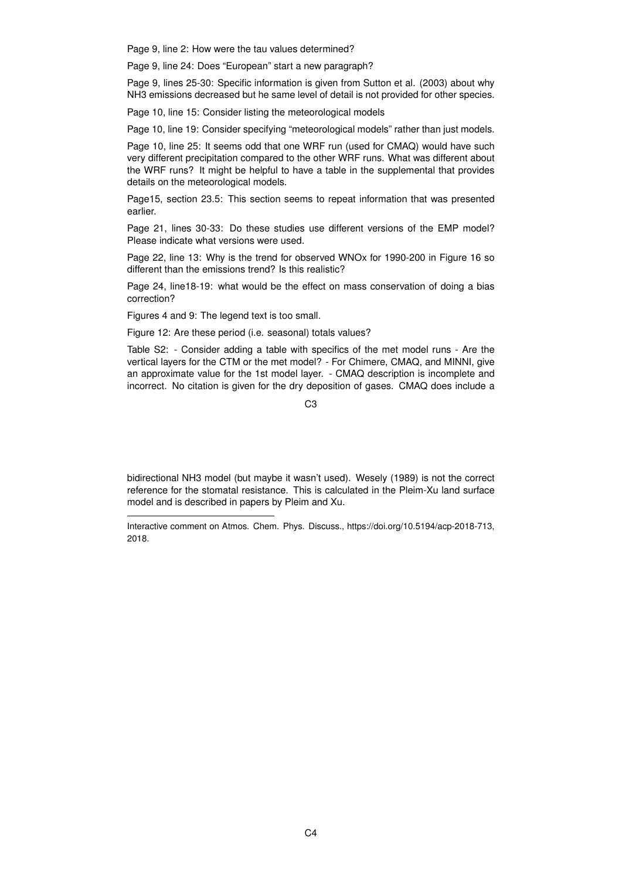Page 9, line 2: How were the tau values determined?

Page 9, line 24: Does "European" start a new paragraph?

Page 9, lines 25-30: Specific information is given from Sutton et al. (2003) about why $NH_3$ emissions decreased but he same level of detail is not provided for other species.

Page 10, line 15: Consider listing the meteorological models

Page 10, line 19: Consider specifying "meteorological models" rather than just models.

Page 10, line 25: It seems odd that one WRF run (used for CMAQ) would have such very different precipitation compared to the other WRF runs. What was different about the WRF runs? It might be helpful to have a table in the supplemental that provides details on the meteorological models.

Page15, section 23.5: This section seems to repeat information that was presented earlier.

Page 21, lines 30-33: Do these studies use different versions of the EMP model? Please indicate what versions were used.

Page 22, line 13: Why is the trend for observed $WNO_x$ for 1990-200 in Figure 16 so different than the emissions trend? Is this realistic?

Page 24, line18-19: what would be the effect on mass conservation of doing a bias correction?

Figures 4 and 9: The legend text is too small.

Figure 12: Are these period (i.e. seasonal) totals values?

Table S2: - Consider adding a table with specifics of the met model runs - Are the vertical layers for the CTM or the met model? - For Chimere, CMAQ, and MINNI, give an approximate value for the 1st model layer. - CMAQ description is incomplete and incorrect. No citation is given for the dry deposition of gases. CMAQ does include a bidirectional $NH_3$ model (but maybe it wasn't used). Wesely (1989) is not the correct reference for the stomatal resistance. This is calculated in the Pleim-Xu land surface model and is described in papers by Pleim and Xu.

---

Interactive comment on Atmos. Chem. Phys. Discuss., https://doi.org/10.5194/acp-2018-713, 2018.